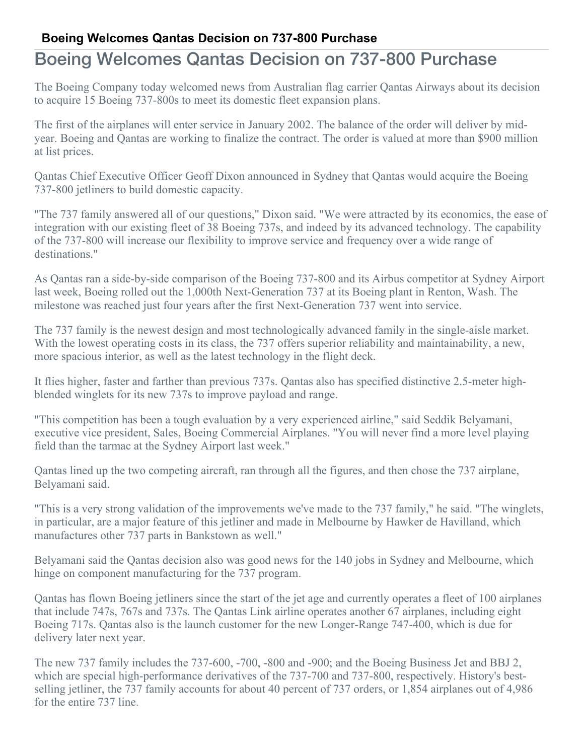# Boeing Welcomes Qantas Decision on 737-800 Purchase

The Boeing Company today welcomed news from Australian flag carrier Qantas Airways about its decision to acquire 15 Boeing 737-800s to meet its domestic fleet expansion plans.

The first of the airplanes will enter service in January 2002. The balance of the order will deliver by mid-year. Boeing and Qantas are working to finalize the contract. The order is valued at more than $900 million at list prices.

Qantas Chief Executive Officer Geoff Dixon announced in Sydney that Qantas would acquire the Boeing 737-800 jetliners to build domestic capacity.

"The 737 family answered all of our questions," Dixon said. "We were attracted by its economics, the ease of integration with our existing fleet of 38 Boeing 737s, and indeed by its advanced technology. The capability of the 737-800 will increase our flexibility to improve service and frequency over a wide range of destinations."

As Qantas ran a side-by-side comparison of the Boeing 737-800 and its Airbus competitor at Sydney Airport last week, Boeing rolled out the 1,000th Next-Generation 737 at its Boeing plant in Renton, Wash. The milestone was reached just four years after the first Next-Generation 737 went into service.

The 737 family is the newest design and most technologically advanced family in the single-aisle market. With the lowest operating costs in its class, the 737 offers superior reliability and maintainability, a new, more spacious interior, as well as the latest technology in the flight deck.

It flies higher, faster and farther than previous 737s. Qantas also has specified distinctive 2.5-meter high-blended winglets for its new 737s to improve payload and range.

"This competition has been a tough evaluation by a very experienced airline," said Seddik Belyamani, executive vice president, Sales, Boeing Commercial Airplanes. "You will never find a more level playing field than the tarmac at the Sydney Airport last week."

Qantas lined up the two competing aircraft, ran through all the figures, and then chose the 737 airplane, Belyamani said.

"This is a very strong validation of the improvements we've made to the 737 family," he said. "The winglets, in particular, are a major feature of this jetliner and made in Melbourne by Hawker de Havilland, which manufactures other 737 parts in Bankstown as well."

Belyamani said the Qantas decision also was good news for the 140 jobs in Sydney and Melbourne, which hinge on component manufacturing for the 737 program.

Qantas has flown Boeing jetliners since the start of the jet age and currently operates a fleet of 100 airplanes that include 747s, 767s and 737s. The Qantas Link airline operates another 67 airplanes, including eight Boeing 717s. Qantas also is the launch customer for the new Longer-Range 747-400, which is due for delivery later next year.

The new 737 family includes the 737-600, -700, -800 and -900; and the Boeing Business Jet and BBJ 2, which are special high-performance derivatives of the 737-700 and 737-800, respectively. History's best-selling jetliner, the 737 family accounts for about 40 percent of 737 orders, or 1,854 airplanes out of 4,986 for the entire 737 line.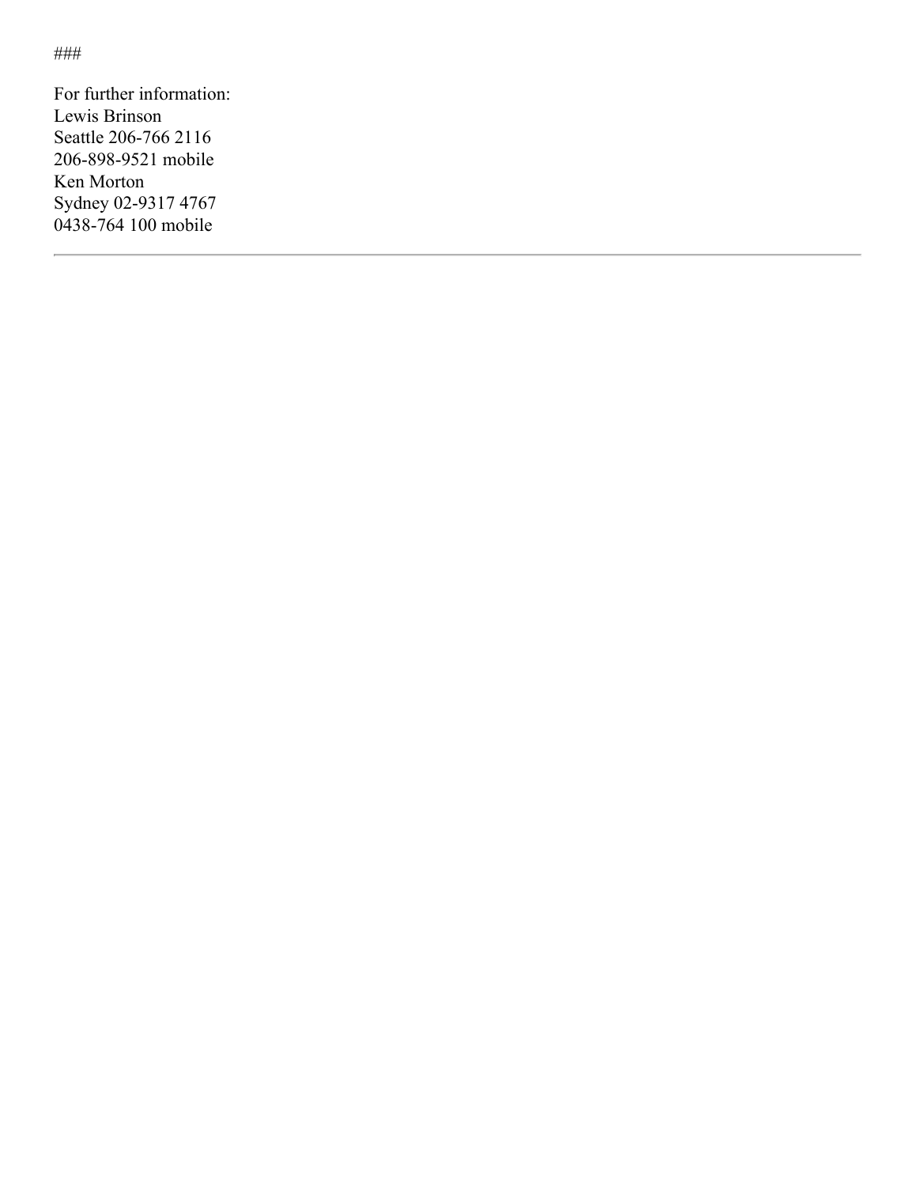###

For further information:
Lewis Brinson
Seattle 206-766 2116
206-898-9521 mobile
Ken Morton
Sydney 02-9317 4767
0438-764 100 mobile

---